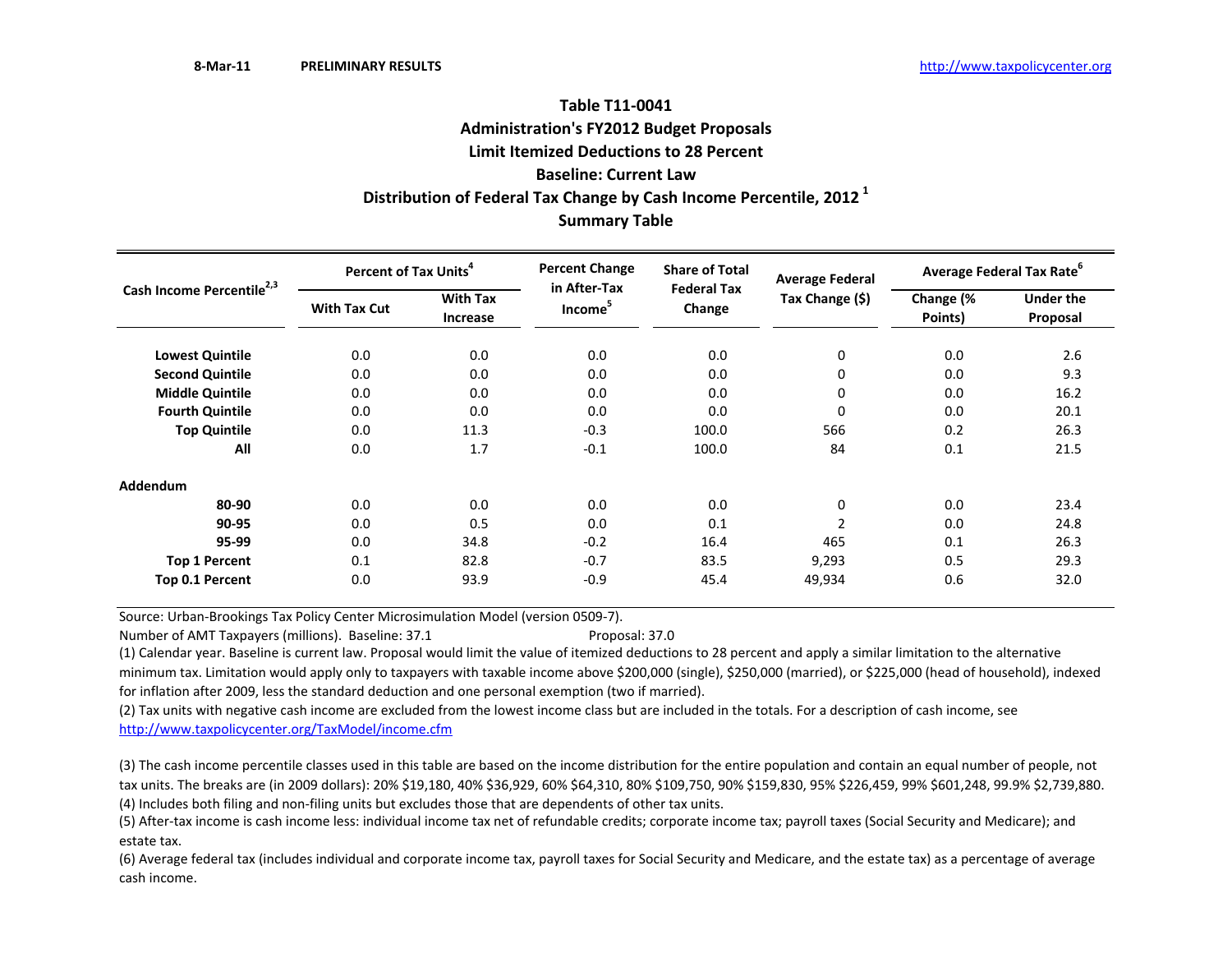8-Mar-11 **PRELIMINARY RESULTS** http://www.taxpolicycenter.org

# Table T11-0041
## Administration's FY2012 Budget Proposals
## Limit Itemized Deductions to 28 Percent
## Baseline: Current Law
## Distribution of Federal Tax Change by Cash Income Percentile, 2012 [1]
## Summary Table

| Cash Income Percentile[2,3] | Percent of Tax Units[4] | | Percent Change in After-Tax Income[5] | Share of Total Federal Tax Change | Average Federal Tax Change ($) | Average Federal Tax Rate[6] | |
|---|---|---|---|---|---|---|---|
| | With Tax Cut | With Tax Increase | | | | Change (% Points) | Under the Proposal |
| **Lowest Quintile** | 0.0 | 0.0 | 0.0 | 0.0 | 0 | 0.0 | 2.6 |
| **Second Quintile** | 0.0 | 0.0 | 0.0 | 0.0 | 0 | 0.0 | 9.3 |
| **Middle Quintile** | 0.0 | 0.0 | 0.0 | 0.0 | 0 | 0.0 | 16.2 |
| **Fourth Quintile** | 0.0 | 0.0 | 0.0 | 0.0 | 0 | 0.0 | 20.1 |
| **Top Quintile** | 0.0 | 11.3 | -0.3 | 100.0 | 566 | 0.2 | 26.3 |
| **All** | 0.0 | 1.7 | -0.1 | 100.0 | 84 | 0.1 | 21.5 |
| **Addendum** | | | | | | | |
| **80-90** | 0.0 | 0.0 | 0.0 | 0.0 | 0 | 0.0 | 23.4 |
| **90-95** | 0.0 | 0.5 | 0.0 | 0.1 | 2 | 0.0 | 24.8 |
| **95-99** | 0.0 | 34.8 | -0.2 | 16.4 | 465 | 0.1 | 26.3 |
| **Top 1 Percent** | 0.1 | 82.8 | -0.7 | 83.5 | 9,293 | 0.5 | 29.3 |
| **Top 0.1 Percent** | 0.0 | 93.9 | -0.9 | 45.4 | 49,934 | 0.6 | 32.0 |

Source: Urban-Brookings Tax Policy Center Microsimulation Model (version 0509-7).

Number of AMT Taxpayers (millions). Baseline: 37.1 Proposal: 37.0

(1) Calendar year. Baseline is current law. Proposal would limit the value of itemized deductions to 28 percent and apply a similar limitation to the alternative minimum tax. Limitation would apply only to taxpayers with taxable income above $200,000 (single), $250,000 (married), or $225,000 (head of household), indexed for inflation after 2009, less the standard deduction and one personal exemption (two if married).

(2) Tax units with negative cash income are excluded from the lowest income class but are included in the totals. For a description of cash income, see http://www.taxpolicycenter.org/TaxModel/income.cfm

(3) The cash income percentile classes used in this table are based on the income distribution for the entire population and contain an equal number of people, not tax units. The breaks are (in 2009 dollars): 20% $19,180, 40% $36,929, 60% $64,310, 80% $109,750, 90% $159,830, 95% $226,459, 99% $601,248, 99.9% $2,739,880.

(4) Includes both filing and non-filing units but excludes those that are dependents of other tax units.

(5) After-tax income is cash income less: individual income tax net of refundable credits; corporate income tax; payroll taxes (Social Security and Medicare); and estate tax.

(6) Average federal tax (includes individual and corporate income tax, payroll taxes for Social Security and Medicare, and the estate tax) as a percentage of average cash income.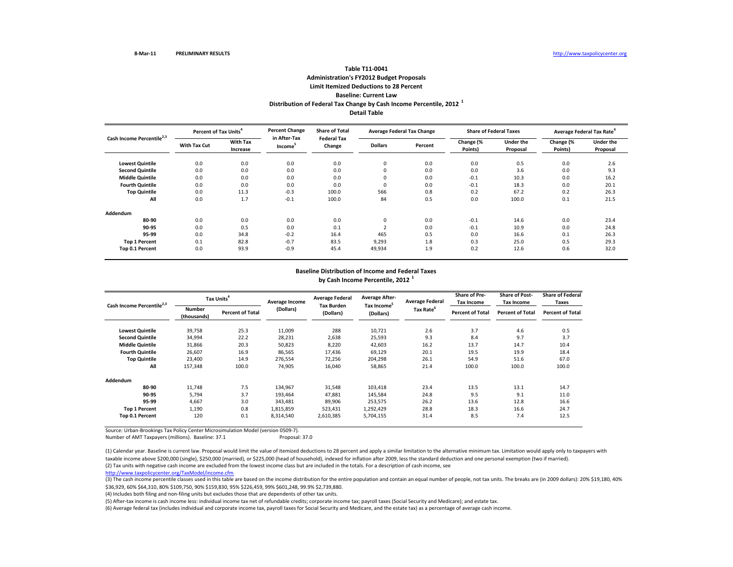8-Mar-11 **PRELIMINARY RESULTS** http://www.taxpolicycenter.org

**Table T11-0041**
**Administration's FY2012 Budget Proposals**
**Limit Itemized Deductions to 28 Percent**
**Baseline: Current Law**
**Distribution of Federal Tax Change by Cash Income Percentile, 2012 [1]**
**Detail Table**

| Cash Income Percentile[2,3] | Percent of Tax Units[4] | | Percent Change in After-Tax Income[5] | Share of Total Federal Tax Change | Average Federal Tax Change | | Share of Federal Taxes | | Average Federal Tax Rate[6] | |
|---|---|---|---|---|---|---|---|---|---|---|
| | With Tax Cut | With Tax Increase | | | Dollars | Percent | Change (% Points) | Under the Proposal | Change (% Points) | Under the Proposal |
| Lowest Quintile | 0.0 | 0.0 | 0.0 | 0.0 | 0 | 0.0 | 0.0 | 0.5 | 0.0 | 2.6 |
| Second Quintile | 0.0 | 0.0 | 0.0 | 0.0 | 0 | 0.0 | 0.0 | 3.6 | 0.0 | 9.3 |
| Middle Quintile | 0.0 | 0.0 | 0.0 | 0.0 | 0 | 0.0 | -0.1 | 10.3 | 0.0 | 16.2 |
| Fourth Quintile | 0.0 | 0.0 | 0.0 | 0.0 | 0 | 0.0 | -0.1 | 18.3 | 0.0 | 20.1 |
| Top Quintile | 0.0 | 11.3 | -0.3 | 100.0 | 566 | 0.8 | 0.2 | 67.2 | 0.2 | 26.3 |
| All | 0.0 | 1.7 | -0.1 | 100.0 | 84 | 0.5 | 0.0 | 100.0 | 0.1 | 21.5 |
| **Addendum** | | | | | | | | | | |
| 80-90 | 0.0 | 0.0 | 0.0 | 0.0 | 0 | 0.0 | -0.1 | 14.6 | 0.0 | 23.4 |
| 90-95 | 0.0 | 0.5 | 0.0 | 0.1 | 2 | 0.0 | -0.1 | 10.9 | 0.0 | 24.8 |
| 95-99 | 0.0 | 34.8 | -0.2 | 16.4 | 465 | 0.5 | 0.0 | 16.6 | 0.1 | 26.3 |
| Top 1 Percent | 0.1 | 82.8 | -0.7 | 83.5 | 9,293 | 1.8 | 0.3 | 25.0 | 0.5 | 29.3 |
| Top 0.1 Percent | 0.0 | 93.9 | -0.9 | 45.4 | 49,934 | 1.9 | 0.2 | 12.6 | 0.6 | 32.0 |

**Baseline Distribution of Income and Federal Taxes**
**by Cash Income Percentile, 2012 [1]**

| Cash Income Percentile[2,3] | Tax Units[4] | | Average Income (Dollars) | Average Federal Tax Burden (Dollars) | Average After-Tax Income[5] (Dollars) | Average Federal Tax Rate[6] | Share of Pre-Tax Income | Share of Post-Tax Income | Share of Federal Taxes |
|---|---|---|---|---|---|---|---|---|---|
| | Number (thousands) | Percent of Total | | | | | Percent of Total | Percent of Total | Percent of Total |
| Lowest Quintile | 39,758 | 25.3 | 11,009 | 288 | 10,721 | 2.6 | 3.7 | 4.6 | 0.5 |
| Second Quintile | 34,994 | 22.2 | 28,231 | 2,638 | 25,593 | 9.3 | 8.4 | 9.7 | 3.7 |
| Middle Quintile | 31,866 | 20.3 | 50,823 | 8,220 | 42,603 | 16.2 | 13.7 | 14.7 | 10.4 |
| Fourth Quintile | 26,607 | 16.9 | 86,565 | 17,436 | 69,129 | 20.1 | 19.5 | 19.9 | 18.4 |
| Top Quintile | 23,400 | 14.9 | 276,554 | 72,256 | 204,298 | 26.1 | 54.9 | 51.6 | 67.0 |
| All | 157,348 | 100.0 | 74,905 | 16,040 | 58,865 | 21.4 | 100.0 | 100.0 | 100.0 |
| **Addendum** | | | | | | | | | |
| 80-90 | 11,748 | 7.5 | 134,967 | 31,548 | 103,418 | 23.4 | 13.5 | 13.1 | 14.7 |
| 90-95 | 5,794 | 3.7 | 193,464 | 47,881 | 145,584 | 24.8 | 9.5 | 9.1 | 11.0 |
| 95-99 | 4,667 | 3.0 | 343,481 | 89,906 | 253,575 | 26.2 | 13.6 | 12.8 | 16.6 |
| Top 1 Percent | 1,190 | 0.8 | 1,815,859 | 523,431 | 1,292,429 | 28.8 | 18.3 | 16.6 | 24.7 |
| Top 0.1 Percent | 120 | 0.1 | 8,314,540 | 2,610,385 | 5,704,155 | 31.4 | 8.5 | 7.4 | 12.5 |

Source: Urban-Brookings Tax Policy Center Microsimulation Model (version 0509-7).
Number of AMT Taxpayers (millions). Baseline: 37.1 Proposal: 37.0

(1) Calendar year. Baseline is current law. Proposal would limit the value of itemized deductions to 28 percent and apply a similar limitation to the alternative minimum tax. Limitation would apply only to taxpayers with taxable income above $200,000 (single), $250,000 (married), or $225,000 (head of household), indexed for inflation after 2009, less the standard deduction and one personal exemption (two if married).
(2) Tax units with negative cash income are excluded from the lowest income class but are included in the totals. For a description of cash income, see
http://www.taxpolicycenter.org/TaxModel/income.cfm
(3) The cash income percentile classes used in this table are based on the income distribution for the entire population and contain an equal number of people, not tax units. The breaks are (in 2009 dollars): 20% $19,180, 40% $36,929, 60% $64,310, 80% $109,750, 90% $159,830, 95% $226,459, 99% $601,248, 99.9% $2,739,880.
(4) Includes both filing and non-filing units but excludes those that are dependents of other tax units.
(5) After-tax income is cash income less: individual income tax net of refundable credits; corporate income tax; payroll taxes (Social Security and Medicare); and estate tax.
(6) Average federal tax (includes individual and corporate income tax, payroll taxes for Social Security and Medicare, and the estate tax) as a percentage of average cash income.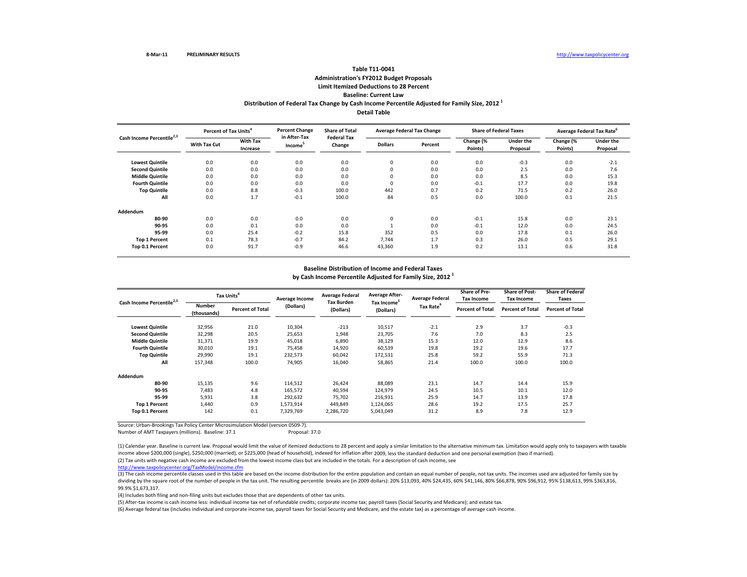8-Mar-11 **PRELIMINARY RESULTS** http://www.taxpolicycenter.org

**Table T11-0041**
**Administration's FY2012 Budget Proposals**
**Limit Itemized Deductions to 28 Percent**
**Baseline: Current Law**
**Distribution of Federal Tax Change by Cash Income Percentile Adjusted for Family Size, 2012 [1]**
**Detail Table**

| Cash Income Percentile[2,3] | Percent of Tax Units[4] | | Percent Change in After-Tax Income[5] | Share of Total Federal Tax Change | Average Federal Tax Change | | Share of Federal Taxes | | Average Federal Tax Rate[6] | |
|---|---|---|---|---|---|---|---|---|---|---|
| | With Tax Cut | With Tax Increase | | | Dollars | Percent | Change (% Points) | Under the Proposal | Change (% Points) | Under the Proposal |
| **Lowest Quintile** | 0.0 | 0.0 | 0.0 | 0.0 | 0 | 0.0 | 0.0 | -0.3 | 0.0 | -2.1 |
| **Second Quintile** | 0.0 | 0.0 | 0.0 | 0.0 | 0 | 0.0 | 0.0 | 2.5 | 0.0 | 7.6 |
| **Middle Quintile** | 0.0 | 0.0 | 0.0 | 0.0 | 0 | 0.0 | 0.0 | 8.5 | 0.0 | 15.3 |
| **Fourth Quintile** | 0.0 | 0.0 | 0.0 | 0.0 | 0 | 0.0 | -0.1 | 17.7 | 0.0 | 19.8 |
| **Top Quintile** | 0.0 | 8.8 | -0.3 | 100.0 | 442 | 0.7 | 0.2 | 71.5 | 0.2 | 26.0 |
| **All** | 0.0 | 1.7 | -0.1 | 100.0 | 84 | 0.5 | 0.0 | 100.0 | 0.1 | 21.5 |
| **Addendum** | | | | | | | | | | |
| **80-90** | 0.0 | 0.0 | 0.0 | 0.0 | 0 | 0.0 | -0.1 | 15.8 | 0.0 | 23.1 |
| **90-95** | 0.0 | 0.1 | 0.0 | 0.0 | 1 | 0.0 | -0.1 | 12.0 | 0.0 | 24.5 |
| **95-99** | 0.0 | 25.4 | -0.2 | 15.8 | 352 | 0.5 | 0.0 | 17.8 | 0.1 | 26.0 |
| **Top 1 Percent** | 0.1 | 78.3 | -0.7 | 84.2 | 7,744 | 1.7 | 0.3 | 26.0 | 0.5 | 29.1 |
| **Top 0.1 Percent** | 0.0 | 91.7 | -0.9 | 46.6 | 43,360 | 1.9 | 0.2 | 13.1 | 0.6 | 31.8 |

**Baseline Distribution of Income and Federal Taxes**
**by Cash Income Percentile Adjusted for Family Size, 2012 [1]**

| Cash Income Percentile[2,3] | Tax Units[4] | | Average Income (Dollars) | Average Federal Tax Burden (Dollars) | Average After-Tax Income[5] (Dollars) | Average Federal Tax Rate[6] | Share of Pre-Tax Income | Share of Post-Tax Income | Share of Federal Taxes |
|---|---|---|---|---|---|---|---|---|---|
| | Number (thousands) | Percent of Total | | | | | Percent of Total | Percent of Total | Percent of Total |
| **Lowest Quintile** | 32,956 | 21.0 | 10,304 | -213 | 10,517 | -2.1 | 2.9 | 3.7 | -0.3 |
| **Second Quintile** | 32,298 | 20.5 | 25,653 | 1,948 | 23,705 | 7.6 | 7.0 | 8.3 | 2.5 |
| **Middle Quintile** | 31,371 | 19.9 | 45,018 | 6,890 | 38,129 | 15.3 | 12.0 | 12.9 | 8.6 |
| **Fourth Quintile** | 30,010 | 19.1 | 75,458 | 14,920 | 60,539 | 19.8 | 19.2 | 19.6 | 17.7 |
| **Top Quintile** | 29,990 | 19.1 | 232,573 | 60,042 | 172,531 | 25.8 | 59.2 | 55.9 | 71.3 |
| **All** | 157,348 | 100.0 | 74,905 | 16,040 | 58,865 | 21.4 | 100.0 | 100.0 | 100.0 |
| **Addendum** | | | | | | | | | |
| **80-90** | 15,135 | 9.6 | 114,512 | 26,424 | 88,089 | 23.1 | 14.7 | 14.4 | 15.9 |
| **90-95** | 7,483 | 4.8 | 165,572 | 40,594 | 124,979 | 24.5 | 10.5 | 10.1 | 12.0 |
| **95-99** | 5,931 | 3.8 | 292,632 | 75,702 | 216,931 | 25.9 | 14.7 | 13.9 | 17.8 |
| **Top 1 Percent** | 1,440 | 0.9 | 1,573,914 | 449,849 | 1,124,065 | 28.6 | 19.2 | 17.5 | 25.7 |
| **Top 0.1 Percent** | 142 | 0.1 | 7,329,769 | 2,286,720 | 5,043,049 | 31.2 | 8.9 | 7.8 | 12.9 |

Source: Urban-Brookings Tax Policy Center Microsimulation Model (version 0509-7).
Number of AMT Taxpayers (millions). Baseline: 37.1 Proposal: 37.0

(1) Calendar year. Baseline is current law. Proposal would limit the value of itemized deductions to 28 percent and apply a similar limitation to the alternative minimum tax. Limitation would apply only to taxpayers with taxable income above $200,000 (single), $250,000 (married), or $225,000 (head of household), indexed for inflation after 2009, less the standard deduction and one personal exemption (two if married).
(2) Tax units with negative cash income are excluded from the lowest income class but are included in the totals. For a description of cash income, see
http://www.taxpolicycenter.org/TaxModel/income.cfm
(3) The cash income percentile classes used in this table are based on the income distribution for the entire population and contain an equal number of people, not tax units. The incomes used are adjusted for family size by dividing by the square root of the number of people in the tax unit. The resulting percentile breaks are (in 2009 dollars): 20% $13,093, 40% $24,435, 60% $41,146, 80% $66,878, 90% $96,912, 95% $138,613, 99% $363,816, 99.9% $1,673,317.
(4) Includes both filing and non-filing units but excludes those that are dependents of other tax units.
(5) After-tax income is cash income less: individual income tax net of refundable credits; corporate income tax; payroll taxes (Social Security and Medicare); and estate tax.
(6) Average federal tax (includes individual and corporate income tax, payroll taxes for Social Security and Medicare, and the estate tax) as a percentage of average cash income.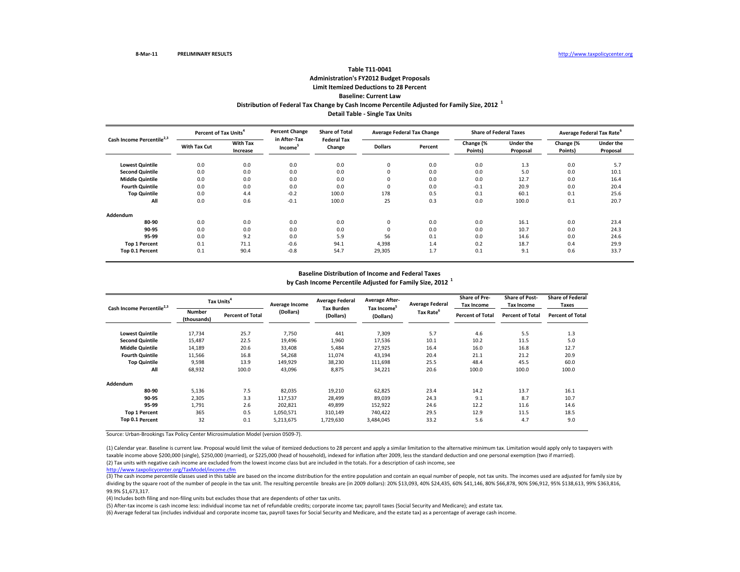8-Mar-11 **PRELIMINARY RESULTS** http://www.taxpolicycenter.org

## Table T11-0041
### Administration's FY2012 Budget Proposals
### Limit Itemized Deductions to 28 Percent
### Baseline: Current Law
### Distribution of Federal Tax Change by Cash Income Percentile Adjusted for Family Size, 2012 [1]
### Detail Table - Single Tax Units

| Cash Income Percentile[2,3] | Percent of Tax Units[4] | | Percent Change in After-Tax Income[5] | Share of Total Federal Tax Change | Average Federal Tax Change | | Share of Federal Taxes | | Average Federal Tax Rate[6] | |
|---|---|---|---|---|---|---|---|---|---|---|
| | With Tax Cut | With Tax Increase | | | Dollars | Percent | Change (% Points) | Under the Proposal | Change (% Points) | Under the Proposal |
| **Lowest Quintile** | 0.0 | 0.0 | 0.0 | 0.0 | 0 | 0.0 | 0.0 | 1.3 | 0.0 | 5.7 |
| **Second Quintile** | 0.0 | 0.0 | 0.0 | 0.0 | 0 | 0.0 | 0.0 | 5.0 | 0.0 | 10.1 |
| **Middle Quintile** | 0.0 | 0.0 | 0.0 | 0.0 | 0 | 0.0 | 0.0 | 12.7 | 0.0 | 16.4 |
| **Fourth Quintile** | 0.0 | 0.0 | 0.0 | 0.0 | 0 | 0.0 | -0.1 | 20.9 | 0.0 | 20.4 |
| **Top Quintile** | 0.0 | 4.4 | -0.2 | 100.0 | 178 | 0.5 | 0.1 | 60.1 | 0.1 | 25.6 |
| **All** | 0.0 | 0.6 | -0.1 | 100.0 | 25 | 0.3 | 0.0 | 100.0 | 0.1 | 20.7 |
| **Addendum** | | | | | | | | | | |
| **80-90** | 0.0 | 0.0 | 0.0 | 0.0 | 0 | 0.0 | 0.0 | 16.1 | 0.0 | 23.4 |
| **90-95** | 0.0 | 0.0 | 0.0 | 0.0 | 0 | 0.0 | 0.0 | 10.7 | 0.0 | 24.3 |
| **95-99** | 0.0 | 9.2 | 0.0 | 5.9 | 56 | 0.1 | 0.0 | 14.6 | 0.0 | 24.6 |
| **Top 1 Percent** | 0.1 | 71.1 | -0.6 | 94.1 | 4,398 | 1.4 | 0.2 | 18.7 | 0.4 | 29.9 |
| **Top 0.1 Percent** | 0.1 | 90.4 | -0.8 | 54.7 | 29,305 | 1.7 | 0.1 | 9.1 | 0.6 | 33.7 |

### Baseline Distribution of Income and Federal Taxes
### by Cash Income Percentile Adjusted for Family Size, 2012 [1]

| Cash Income Percentile[2,3] | Tax Units[4] | | Average Income (Dollars) | Average Federal Tax Burden (Dollars) | Average After-Tax Income[5] (Dollars) | Average Federal Tax Rate[6] | Share of Pre-Tax Income | Share of Post-Tax Income | Share of Federal Taxes |
|---|---|---|---|---|---|---|---|---|---|
| | Number (thousands) | Percent of Total | | | | | Percent of Total | Percent of Total | Percent of Total |
| **Lowest Quintile** | 17,734 | 25.7 | 7,750 | 441 | 7,309 | 5.7 | 4.6 | 5.5 | 1.3 |
| **Second Quintile** | 15,487 | 22.5 | 19,496 | 1,960 | 17,536 | 10.1 | 10.2 | 11.5 | 5.0 |
| **Middle Quintile** | 14,189 | 20.6 | 33,408 | 5,484 | 27,925 | 16.4 | 16.0 | 16.8 | 12.7 |
| **Fourth Quintile** | 11,566 | 16.8 | 54,268 | 11,074 | 43,194 | 20.4 | 21.1 | 21.2 | 20.9 |
| **Top Quintile** | 9,598 | 13.9 | 149,929 | 38,230 | 111,698 | 25.5 | 48.4 | 45.5 | 60.0 |
| **All** | 68,932 | 100.0 | 43,096 | 8,875 | 34,221 | 20.6 | 100.0 | 100.0 | 100.0 |
| **Addendum** | | | | | | | | | |
| **80-90** | 5,136 | 7.5 | 82,035 | 19,210 | 62,825 | 23.4 | 14.2 | 13.7 | 16.1 |
| **90-95** | 2,305 | 3.3 | 117,537 | 28,499 | 89,039 | 24.3 | 9.1 | 8.7 | 10.7 |
| **95-99** | 1,791 | 2.6 | 202,821 | 49,899 | 152,922 | 24.6 | 12.2 | 11.6 | 14.6 |
| **Top 1 Percent** | 365 | 0.5 | 1,050,571 | 310,149 | 740,422 | 29.5 | 12.9 | 11.5 | 18.5 |
| **Top 0.1 Percent** | 32 | 0.1 | 5,213,675 | 1,729,630 | 3,484,045 | 33.2 | 5.6 | 4.7 | 9.0 |

Source: Urban-Brookings Tax Policy Center Microsimulation Model (version 0509-7).

(1) Calendar year. Baseline is current law. Proposal would limit the value of itemized deductions to 28 percent and apply a similar limitation to the alternative minimum tax. Limitation would apply only to taxpayers with taxable income above $200,000 (single), $250,000 (married), or $225,000 (head of household), indexed for inflation after 2009, less the standard deduction and one personal exemption (two if married).

(2) Tax units with negative cash income are excluded from the lowest income class but are included in the totals. For a description of cash income, see http://www.taxpolicycenter.org/TaxModel/income.cfm

(3) The cash income percentile classes used in this table are based on the income distribution for the entire population and contain an equal number of people, not tax units. The incomes used are adjusted for family size by dividing by the square root of the number of people in the tax unit. The resulting percentile breaks are (in 2009 dollars): 20% $13,093, 40% $24,435, 60% $41,146, 80% $66,878, 90% $96,912, 95% $138,613, 99% $363,816, 99.9% $1,673,317.

(4) Includes both filing and non-filing units but excludes those that are dependents of other tax units.

(5) After-tax income is cash income less: individual income tax net of refundable credits; corporate income tax; payroll taxes (Social Security and Medicare); and estate tax.

(6) Average federal tax (includes individual and corporate income tax, payroll taxes for Social Security and Medicare, and the estate tax) as a percentage of average cash income.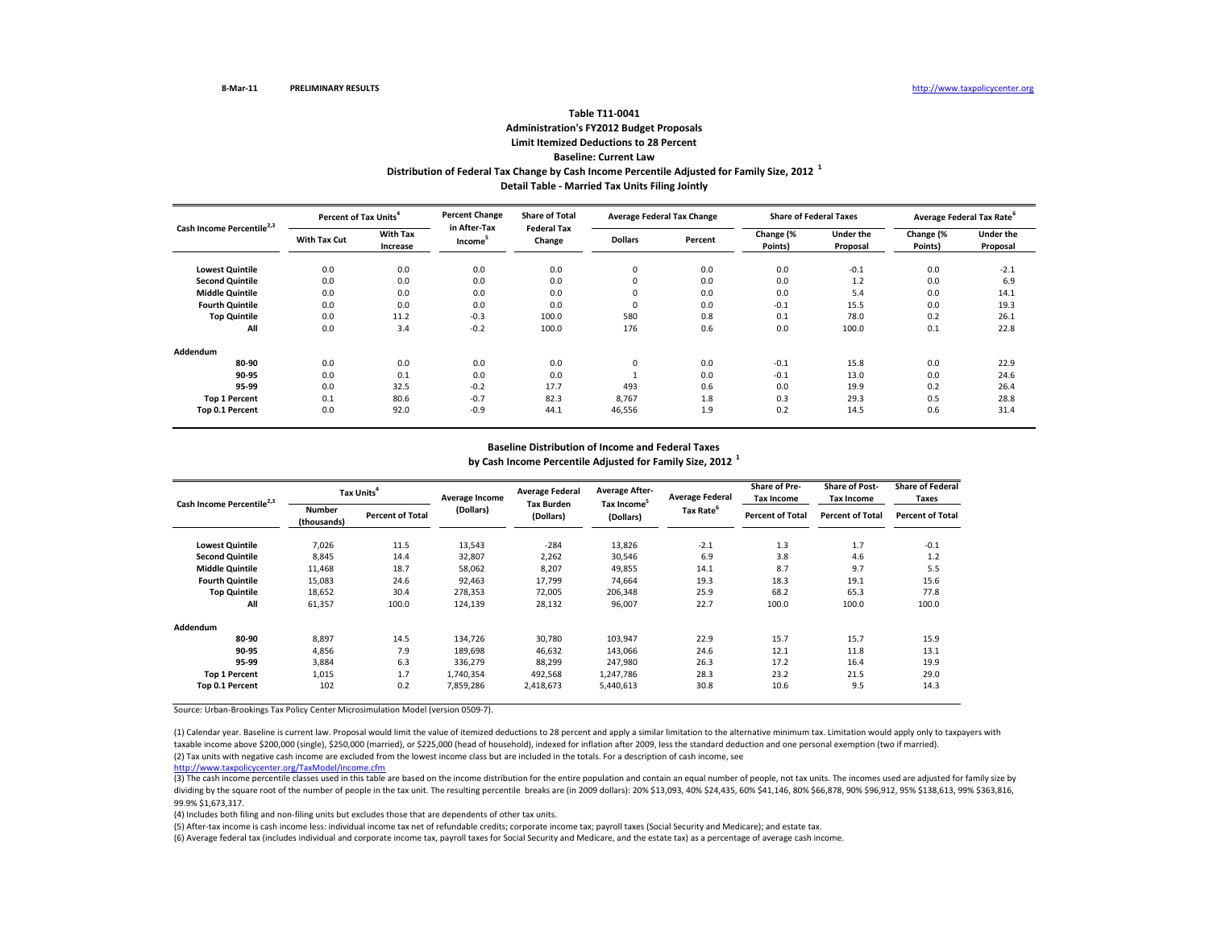8-Mar-11 PRELIMINARY RESULTS http://www.taxpolicycenter.org

**Table T11-0041**
**Administration's FY2012 Budget Proposals**
**Limit Itemized Deductions to 28 Percent**
**Baseline: Current Law**
**Distribution of Federal Tax Change by Cash Income Percentile Adjusted for Family Size, 2012 [1]**
**Detail Table - Married Tax Units Filing Jointly**

| Cash Income Percentile[2,3] | Percent of Tax Units[4] | | Percent Change in After-Tax Income[5] | Share of Total Federal Tax Change | Average Federal Tax Change | | Share of Federal Taxes | | Average Federal Tax Rate[6] | |
|---|---|---|---|---|---|---|---|---|---|---|
| | With Tax Cut | With Tax Increase | | | Dollars | Percent | Change (% Points) | Under the Proposal | Change (% Points) | Under the Proposal |
| Lowest Quintile | 0.0 | 0.0 | 0.0 | 0.0 | 0 | 0.0 | 0.0 | -0.1 | 0.0 | -2.1 |
| Second Quintile | 0.0 | 0.0 | 0.0 | 0.0 | 0 | 0.0 | 0.0 | 1.2 | 0.0 | 6.9 |
| Middle Quintile | 0.0 | 0.0 | 0.0 | 0.0 | 0 | 0.0 | 0.0 | 5.4 | 0.0 | 14.1 |
| Fourth Quintile | 0.0 | 0.0 | 0.0 | 0.0 | 0 | 0.0 | -0.1 | 15.5 | 0.0 | 19.3 |
| Top Quintile | 0.0 | 11.2 | -0.3 | 100.0 | 580 | 0.8 | 0.1 | 78.0 | 0.2 | 26.1 |
| All | 0.0 | 3.4 | -0.2 | 100.0 | 176 | 0.6 | 0.0 | 100.0 | 0.1 | 22.8 |
| **Addendum** | | | | | | | | | | |
| 80-90 | 0.0 | 0.0 | 0.0 | 0.0 | 0 | 0.0 | -0.1 | 15.8 | 0.0 | 22.9 |
| 90-95 | 0.0 | 0.1 | 0.0 | 0.0 | 1 | 0.0 | -0.1 | 13.0 | 0.0 | 24.6 |
| 95-99 | 0.0 | 32.5 | -0.2 | 17.7 | 493 | 0.6 | 0.0 | 19.9 | 0.2 | 26.4 |
| Top 1 Percent | 0.1 | 80.6 | -0.7 | 82.3 | 8,767 | 1.8 | 0.3 | 29.3 | 0.5 | 28.8 |
| Top 0.1 Percent | 0.0 | 92.0 | -0.9 | 44.1 | 46,556 | 1.9 | 0.2 | 14.5 | 0.6 | 31.4 |

**Baseline Distribution of Income and Federal Taxes**
**by Cash Income Percentile Adjusted for Family Size, 2012 [1]**

| Cash Income Percentile[2,3] | Tax Units[4] | | Average Income (Dollars) | Average Federal Tax Burden (Dollars) | Average After-Tax Income[5] (Dollars) | Average Federal Tax Rate[6] | Share of Pre-Tax Income | Share of Post-Tax Income | Share of Federal Taxes |
|---|---|---|---|---|---|---|---|---|---|
| | Number (thousands) | Percent of Total | | | | | Percent of Total | Percent of Total | Percent of Total |
| Lowest Quintile | 7,026 | 11.5 | 13,543 | -284 | 13,826 | -2.1 | 1.3 | 1.7 | -0.1 |
| Second Quintile | 8,845 | 14.4 | 32,807 | 2,262 | 30,546 | 6.9 | 3.8 | 4.6 | 1.2 |
| Middle Quintile | 11,468 | 18.7 | 58,062 | 8,207 | 49,855 | 14.1 | 8.7 | 9.7 | 5.5 |
| Fourth Quintile | 15,083 | 24.6 | 92,463 | 17,799 | 74,664 | 19.3 | 18.3 | 19.1 | 15.6 |
| Top Quintile | 18,652 | 30.4 | 278,353 | 72,005 | 206,348 | 25.9 | 68.2 | 65.3 | 77.8 |
| All | 61,357 | 100.0 | 124,139 | 28,132 | 96,007 | 22.7 | 100.0 | 100.0 | 100.0 |
| **Addendum** | | | | | | | | | |
| 80-90 | 8,897 | 14.5 | 134,726 | 30,780 | 103,947 | 22.9 | 15.7 | 15.7 | 15.9 |
| 90-95 | 4,856 | 7.9 | 189,698 | 46,632 | 143,066 | 24.6 | 12.1 | 11.8 | 13.1 |
| 95-99 | 3,884 | 6.3 | 336,279 | 88,299 | 247,980 | 26.3 | 17.2 | 16.4 | 19.9 |
| Top 1 Percent | 1,015 | 1.7 | 1,740,354 | 492,568 | 1,247,786 | 28.3 | 23.2 | 21.5 | 29.0 |
| Top 0.1 Percent | 102 | 0.2 | 7,859,286 | 2,418,673 | 5,440,613 | 30.8 | 10.6 | 9.5 | 14.3 |

Source: Urban-Brookings Tax Policy Center Microsimulation Model (version 0509-7).

(1) Calendar year. Baseline is current law. Proposal would limit the value of itemized deductions to 28 percent and apply a similar limitation to the alternative minimum tax. Limitation would apply only to taxpayers with taxable income above $200,000 (single), $250,000 (married), or $225,000 (head of household), indexed for inflation after 2009, less the standard deduction and one personal exemption (two if married).
(2) Tax units with negative cash income are excluded from the lowest income class but are included in the totals. For a description of cash income, see
http://www.taxpolicycenter.org/TaxModel/income.cfm
(3) The cash income percentile classes used in this table are based on the income distribution for the entire population and contain an equal number of people, not tax units. The incomes used are adjusted for family size by dividing by the square root of the number of people in the tax unit. The resulting percentile breaks are (in 2009 dollars): 20% $13,093, 40% $24,435, 60% $41,146, 80% $66,878, 90% $96,912, 95% $138,613, 99% $363,816, 99.9% $1,673,317.
(4) Includes both filing and non-filing units but excludes those that are dependents of other tax units.
(5) After-tax income is cash income less: individual income tax net of refundable credits; corporate income tax; payroll taxes (Social Security and Medicare); and estate tax.
(6) Average federal tax (includes individual and corporate income tax, payroll taxes for Social Security and Medicare, and the estate tax) as a percentage of average cash income.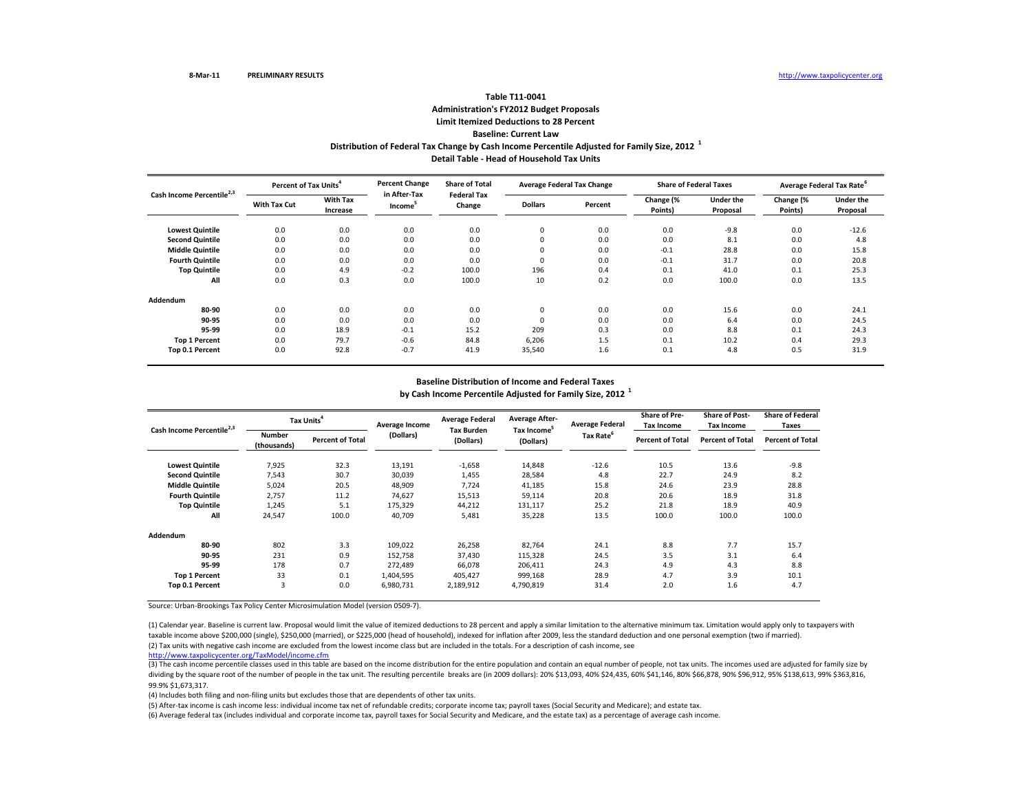8-Mar-11 **PRELIMINARY RESULTS** http://www.taxpolicycenter.org

## Table T11-0041
### Administration's FY2012 Budget Proposals
### Limit Itemized Deductions to 28 Percent
### Baseline: Current Law
### Distribution of Federal Tax Change by Cash Income Percentile Adjusted for Family Size, 2012 [1]
### Detail Table - Head of Household Tax Units

| Cash Income Percentile[2,3] | Percent of Tax Units[4] | | Percent Change in After-Tax Income[5] | Share of Total Federal Tax Change | Average Federal Tax Change | | Share of Federal Taxes | | Average Federal Tax Rate[6] | |
|---|---|---|---|---|---|---|---|---|---|---|
| | With Tax Cut | With Tax Increase | | | Dollars | Percent | Change (% Points) | Under the Proposal | Change (% Points) | Under the Proposal |
| **Lowest Quintile** | 0.0 | 0.0 | 0.0 | 0.0 | 0 | 0.0 | 0.0 | -9.8 | 0.0 | -12.6 |
| **Second Quintile** | 0.0 | 0.0 | 0.0 | 0.0 | 0 | 0.0 | 0.0 | 8.1 | 0.0 | 4.8 |
| **Middle Quintile** | 0.0 | 0.0 | 0.0 | 0.0 | 0 | 0.0 | -0.1 | 28.8 | 0.0 | 15.8 |
| **Fourth Quintile** | 0.0 | 0.0 | 0.0 | 0.0 | 0 | 0.0 | -0.1 | 31.7 | 0.0 | 20.8 |
| **Top Quintile** | 0.0 | 4.9 | -0.2 | 100.0 | 196 | 0.4 | 0.1 | 41.0 | 0.1 | 25.3 |
| **All** | 0.0 | 0.3 | 0.0 | 100.0 | 10 | 0.2 | 0.0 | 100.0 | 0.0 | 13.5 |
| **Addendum** | | | | | | | | | | |
| **80-90** | 0.0 | 0.0 | 0.0 | 0.0 | 0 | 0.0 | 0.0 | 15.6 | 0.0 | 24.1 |
| **90-95** | 0.0 | 0.0 | 0.0 | 0.0 | 0 | 0.0 | 0.0 | 6.4 | 0.0 | 24.5 |
| **95-99** | 0.0 | 18.9 | -0.1 | 15.2 | 209 | 0.3 | 0.0 | 8.8 | 0.1 | 24.3 |
| **Top 1 Percent** | 0.0 | 79.7 | -0.6 | 84.8 | 6,206 | 1.5 | 0.1 | 10.2 | 0.4 | 29.3 |
| **Top 0.1 Percent** | 0.0 | 92.8 | -0.7 | 41.9 | 35,540 | 1.6 | 0.1 | 4.8 | 0.5 | 31.9 |

### Baseline Distribution of Income and Federal Taxes
### by Cash Income Percentile Adjusted for Family Size, 2012 [1]

| Cash Income Percentile[2,3] | Tax Units[4] | | Average Income (Dollars) | Average Federal Tax Burden (Dollars) | Average After-Tax Income[5] (Dollars) | Average Federal Tax Rate[6] | Share of Pre-Tax Income | Share of Post-Tax Income | Share of Federal Taxes |
|---|---|---|---|---|---|---|---|---|---|
| | Number (thousands) | Percent of Total | | | | | Percent of Total | Percent of Total | Percent of Total |
| **Lowest Quintile** | 7,925 | 32.3 | 13,191 | -1,658 | 14,848 | -12.6 | 10.5 | 13.6 | -9.8 |
| **Second Quintile** | 7,543 | 30.7 | 30,039 | 1,455 | 28,584 | 4.8 | 22.7 | 24.9 | 8.2 |
| **Middle Quintile** | 5,024 | 20.5 | 48,909 | 7,724 | 41,185 | 15.8 | 24.6 | 23.9 | 28.8 |
| **Fourth Quintile** | 2,757 | 11.2 | 74,627 | 15,513 | 59,114 | 20.8 | 20.6 | 18.9 | 31.8 |
| **Top Quintile** | 1,245 | 5.1 | 175,329 | 44,212 | 131,117 | 25.2 | 21.8 | 18.9 | 40.9 |
| **All** | 24,547 | 100.0 | 40,709 | 5,481 | 35,228 | 13.5 | 100.0 | 100.0 | 100.0 |
| **Addendum** | | | | | | | | | |
| **80-90** | 802 | 3.3 | 109,022 | 26,258 | 82,764 | 24.1 | 8.8 | 7.7 | 15.7 |
| **90-95** | 231 | 0.9 | 152,758 | 37,430 | 115,328 | 24.5 | 3.5 | 3.1 | 6.4 |
| **95-99** | 178 | 0.7 | 272,489 | 66,078 | 206,411 | 24.3 | 4.9 | 4.3 | 8.8 |
| **Top 1 Percent** | 33 | 0.1 | 1,404,595 | 405,427 | 999,168 | 28.9 | 4.7 | 3.9 | 10.1 |
| **Top 0.1 Percent** | 3 | 0.0 | 6,980,731 | 2,189,912 | 4,790,819 | 31.4 | 2.0 | 1.6 | 4.7 |

Source: Urban-Brookings Tax Policy Center Microsimulation Model (version 0509-7).

(1) Calendar year. Baseline is current law. Proposal would limit the value of itemized deductions to 28 percent and apply a similar limitation to the alternative minimum tax. Limitation would apply only to taxpayers with taxable income above $200,000 (single), $250,000 (married), or $225,000 (head of household), indexed for inflation after 2009, less the standard deduction and one personal exemption (two if married).

(2) Tax units with negative cash income are excluded from the lowest income class but are included in the totals. For a description of cash income, see http://www.taxpolicycenter.org/TaxModel/income.cfm

(3) The cash income percentile classes used in this table are based on the income distribution for the entire population and contain an equal number of people, not tax units. The incomes used are adjusted for family size by dividing by the square root of the number of people in the tax unit. The resulting percentile breaks are (in 2009 dollars): 20% $13,093, 40% $24,435, 60% $41,146, 80% $66,878, 90% $96,912, 95% $138,613, 99% $363,816, 99.9% $1,673,317.

(4) Includes both filing and non-filing units but excludes those that are dependents of other tax units.

(5) After-tax income is cash income less: individual income tax net of refundable credits; corporate income tax; payroll taxes (Social Security and Medicare); and estate tax.

(6) Average federal tax (includes individual and corporate income tax, payroll taxes for Social Security and Medicare, and the estate tax) as a percentage of average cash income.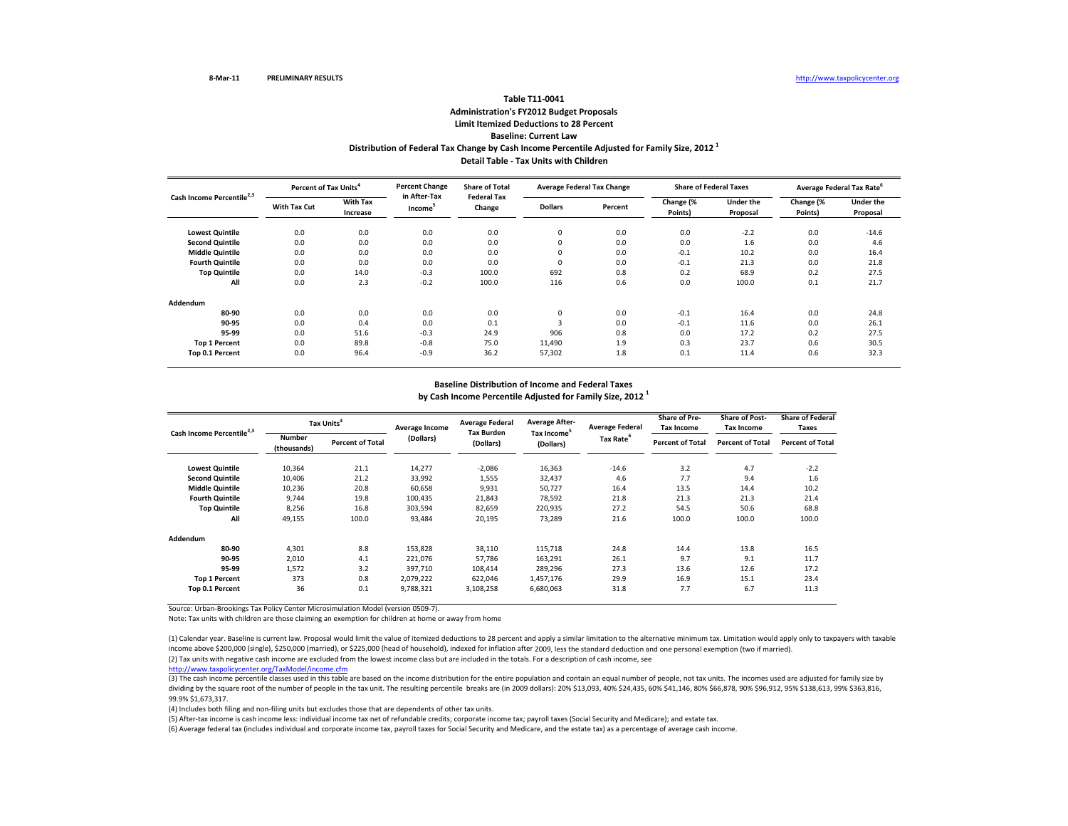8-Mar-11 PRELIMINARY RESULTS http://www.taxpolicycenter.org

## Table T11-0041
### Administration's FY2012 Budget Proposals
### Limit Itemized Deductions to 28 Percent
### Baseline: Current Law
### Distribution of Federal Tax Change by Cash Income Percentile Adjusted for Family Size, 2012 [1]
### Detail Table - Tax Units with Children

| Cash Income Percentile[2,3] | Percent of Tax Units[4] | | Percent Change in After-Tax Income[5] | Share of Total Federal Tax Change | Average Federal Tax Change | | Share of Federal Taxes | | Average Federal Tax Rate[6] | |
|---|---|---|---|---|---|---|---|---|---|---|
| | With Tax Cut | With Tax Increase | | | Dollars | Percent | Change (% Points) | Under the Proposal | Change (% Points) | Under the Proposal |
| Lowest Quintile | 0.0 | 0.0 | 0.0 | 0.0 | 0 | 0.0 | 0.0 | -2.2 | 0.0 | -14.6 |
| Second Quintile | 0.0 | 0.0 | 0.0 | 0.0 | 0 | 0.0 | 0.0 | 1.6 | 0.0 | 4.6 |
| Middle Quintile | 0.0 | 0.0 | 0.0 | 0.0 | 0 | 0.0 | -0.1 | 10.2 | 0.0 | 16.4 |
| Fourth Quintile | 0.0 | 0.0 | 0.0 | 0.0 | 0 | 0.0 | -0.1 | 21.3 | 0.0 | 21.8 |
| Top Quintile | 0.0 | 14.0 | -0.3 | 100.0 | 692 | 0.8 | 0.2 | 68.9 | 0.2 | 27.5 |
| All | 0.0 | 2.3 | -0.2 | 100.0 | 116 | 0.6 | 0.0 | 100.0 | 0.1 | 21.7 |
| **Addendum** | | | | | | | | | | |
| 80-90 | 0.0 | 0.0 | 0.0 | 0.0 | 0 | 0.0 | -0.1 | 16.4 | 0.0 | 24.8 |
| 90-95 | 0.0 | 0.4 | 0.0 | 0.1 | 3 | 0.0 | -0.1 | 11.6 | 0.0 | 26.1 |
| 95-99 | 0.0 | 51.6 | -0.3 | 24.9 | 906 | 0.8 | 0.0 | 17.2 | 0.2 | 27.5 |
| Top 1 Percent | 0.0 | 89.8 | -0.8 | 75.0 | 11,490 | 1.9 | 0.3 | 23.7 | 0.6 | 30.5 |
| Top 0.1 Percent | 0.0 | 96.4 | -0.9 | 36.2 | 57,302 | 1.8 | 0.1 | 11.4 | 0.6 | 32.3 |

### Baseline Distribution of Income and Federal Taxes by Cash Income Percentile Adjusted for Family Size, 2012 [1]

| Cash Income Percentile[2,3] | Tax Units[4] | | Average Income (Dollars) | Average Federal Tax Burden (Dollars) | Average After-Tax Income[5] (Dollars) | Average Federal Tax Rate[6] | Share of Pre-Tax Income | Share of Post-Tax Income | Share of Federal Taxes |
|---|---|---|---|---|---|---|---|---|---|
| | Number (thousands) | Percent of Total | | | | | Percent of Total | Percent of Total | Percent of Total |
| Lowest Quintile | 10,364 | 21.1 | 14,277 | -2,086 | 16,363 | -14.6 | 3.2 | 4.7 | -2.2 |
| Second Quintile | 10,406 | 21.2 | 33,992 | 1,555 | 32,437 | 4.6 | 7.7 | 9.4 | 1.6 |
| Middle Quintile | 10,236 | 20.8 | 60,658 | 9,931 | 50,727 | 16.4 | 13.5 | 14.4 | 10.2 |
| Fourth Quintile | 9,744 | 19.8 | 100,435 | 21,843 | 78,592 | 21.8 | 21.3 | 21.3 | 21.4 |
| Top Quintile | 8,256 | 16.8 | 303,594 | 82,659 | 220,935 | 27.2 | 54.5 | 50.6 | 68.8 |
| All | 49,155 | 100.0 | 93,484 | 20,195 | 73,289 | 21.6 | 100.0 | 100.0 | 100.0 |
| **Addendum** | | | | | | | | | |
| 80-90 | 4,301 | 8.8 | 153,828 | 38,110 | 115,718 | 24.8 | 14.4 | 13.8 | 16.5 |
| 90-95 | 2,010 | 4.1 | 221,076 | 57,786 | 163,291 | 26.1 | 9.7 | 9.1 | 11.7 |
| 95-99 | 1,572 | 3.2 | 397,710 | 108,414 | 289,296 | 27.3 | 13.6 | 12.6 | 17.2 |
| Top 1 Percent | 373 | 0.8 | 2,079,222 | 622,046 | 1,457,176 | 29.9 | 16.9 | 15.1 | 23.4 |
| Top 0.1 Percent | 36 | 0.1 | 9,788,321 | 3,108,258 | 6,680,063 | 31.8 | 7.7 | 6.7 | 11.3 |

Source: Urban-Brookings Tax Policy Center Microsimulation Model (version 0509-7).

Note: Tax units with children are those claiming an exemption for children at home or away from home

(1) Calendar year. Baseline is current law. Proposal would limit the value of itemized deductions to 28 percent and apply a similar limitation to the alternative minimum tax. Limitation would apply only to taxpayers with taxable income above $200,000 (single), $250,000 (married), or $225,000 (head of household), indexed for inflation after 2009, less the standard deduction and one personal exemption (two if married).

(2) Tax units with negative cash income are excluded from the lowest income class but are included in the totals. For a description of cash income, see http://www.taxpolicycenter.org/TaxModel/income.cfm

(3) The cash income percentile classes used in this table are based on the income distribution for the entire population and contain an equal number of people, not tax units. The incomes used are adjusted for family size by dividing by the square root of the number of people in the tax unit. The resulting percentile breaks are (in 2009 dollars): 20% $13,093, 40% $24,435, 60% $41,146, 80% $66,878, 90% $96,912, 95% $138,613, 99% $363,816, 99.9% $1,673,317.

(4) Includes both filing and non-filing units but excludes those that are dependents of other tax units.

(5) After-tax income is cash income less: individual income tax net of refundable credits; corporate income tax; payroll taxes (Social Security and Medicare); and estate tax.

(6) Average federal tax (includes individual and corporate income tax, payroll taxes for Social Security and Medicare, and the estate tax) as a percentage of average cash income.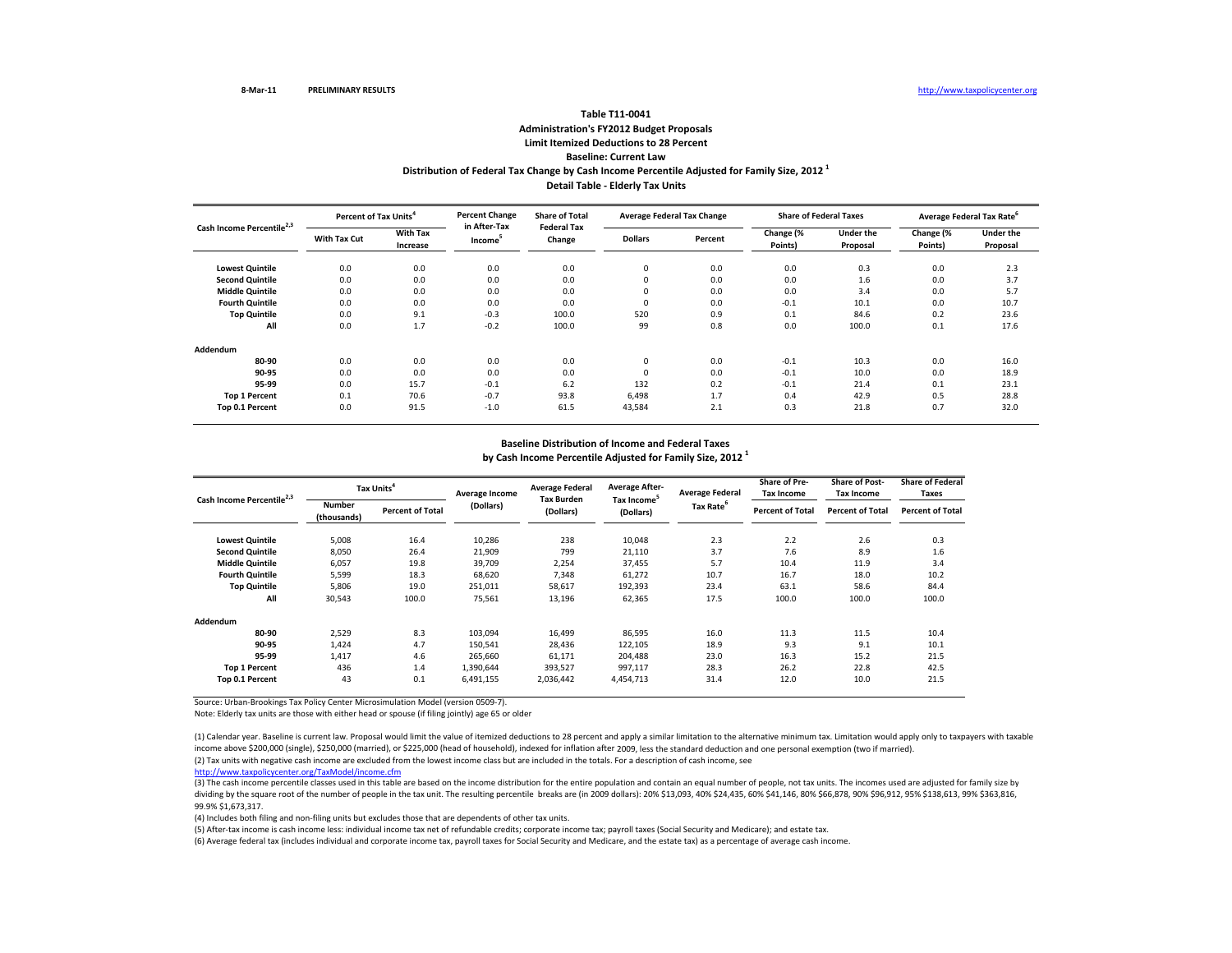8-Mar-11 PRELIMINARY RESULTS http://www.taxpolicycenter.org

### Table T11-0041
### Administration's FY2012 Budget Proposals
### Limit Itemized Deductions to 28 Percent
### Baseline: Current Law
### Distribution of Federal Tax Change by Cash Income Percentile Adjusted for Family Size, 2012 [1]
### Detail Table - Elderly Tax Units

| Cash Income Percentile[2,3] | Percent of Tax Units[4] | | Percent Change in After-Tax Income[5] | Share of Total Federal Tax Change | Average Federal Tax Change | | Share of Federal Taxes | | Average Federal Tax Rate[6] | |
|---|---|---|---|---|---|---|---|---|---|---|
| | With Tax Cut | With Tax Increase | | | Dollars | Percent | Change (% Points) | Under the Proposal | Change (% Points) | Under the Proposal |
| Lowest Quintile | 0.0 | 0.0 | 0.0 | 0.0 | 0 | 0.0 | 0.0 | 0.3 | 0.0 | 2.3 |
| Second Quintile | 0.0 | 0.0 | 0.0 | 0.0 | 0 | 0.0 | 0.0 | 1.6 | 0.0 | 3.7 |
| Middle Quintile | 0.0 | 0.0 | 0.0 | 0.0 | 0 | 0.0 | 0.0 | 3.4 | 0.0 | 5.7 |
| Fourth Quintile | 0.0 | 0.0 | 0.0 | 0.0 | 0 | 0.0 | -0.1 | 10.1 | 0.0 | 10.7 |
| Top Quintile | 0.0 | 9.1 | -0.3 | 100.0 | 520 | 0.9 | 0.1 | 84.6 | 0.2 | 23.6 |
| All | 0.0 | 1.7 | -0.2 | 100.0 | 99 | 0.8 | 0.0 | 100.0 | 0.1 | 17.6 |
| **Addendum** | | | | | | | | | | |
| 80-90 | 0.0 | 0.0 | 0.0 | 0.0 | 0 | 0.0 | -0.1 | 10.3 | 0.0 | 16.0 |
| 90-95 | 0.0 | 0.0 | 0.0 | 0.0 | 0 | 0.0 | -0.1 | 10.0 | 0.0 | 18.9 |
| 95-99 | 0.0 | 15.7 | -0.1 | 6.2 | 132 | 0.2 | -0.1 | 21.4 | 0.1 | 23.1 |
| Top 1 Percent | 0.1 | 70.6 | -0.7 | 93.8 | 6,498 | 1.7 | 0.4 | 42.9 | 0.5 | 28.8 |
| Top 0.1 Percent | 0.0 | 91.5 | -1.0 | 61.5 | 43,584 | 2.1 | 0.3 | 21.8 | 0.7 | 32.0 |

### Baseline Distribution of Income and Federal Taxes
### by Cash Income Percentile Adjusted for Family Size, 2012 [1]

| Cash Income Percentile[2,3] | Tax Units[4] | | Average Income (Dollars) | Average Federal Tax Burden (Dollars) | Average After-Tax Income[5] (Dollars) | Average Federal Tax Rate[6] | Share of Pre-Tax Income | Share of Post-Tax Income | Share of Federal Taxes |
|---|---|---|---|---|---|---|---|---|---|
| | Number (thousands) | Percent of Total | | | | | Percent of Total | Percent of Total | Percent of Total |
| Lowest Quintile | 5,008 | 16.4 | 10,286 | 238 | 10,048 | 2.3 | 2.2 | 2.6 | 0.3 |
| Second Quintile | 8,050 | 26.4 | 21,909 | 799 | 21,110 | 3.7 | 7.6 | 8.9 | 1.6 |
| Middle Quintile | 6,057 | 19.8 | 39,709 | 2,254 | 37,455 | 5.7 | 10.4 | 11.9 | 3.4 |
| Fourth Quintile | 5,599 | 18.3 | 68,620 | 7,348 | 61,272 | 10.7 | 16.7 | 18.0 | 10.2 |
| Top Quintile | 5,806 | 19.0 | 251,011 | 58,617 | 192,393 | 23.4 | 63.1 | 58.6 | 84.4 |
| All | 30,543 | 100.0 | 75,561 | 13,196 | 62,365 | 17.5 | 100.0 | 100.0 | 100.0 |
| **Addendum** | | | | | | | | | |
| 80-90 | 2,529 | 8.3 | 103,094 | 16,499 | 86,595 | 16.0 | 11.3 | 11.5 | 10.4 |
| 90-95 | 1,424 | 4.7 | 150,541 | 28,436 | 122,105 | 18.9 | 9.3 | 9.1 | 10.1 |
| 95-99 | 1,417 | 4.6 | 265,660 | 61,171 | 204,488 | 23.0 | 16.3 | 15.2 | 21.5 |
| Top 1 Percent | 436 | 1.4 | 1,390,644 | 393,527 | 997,117 | 28.3 | 26.2 | 22.8 | 42.5 |
| Top 0.1 Percent | 43 | 0.1 | 6,491,155 | 2,036,442 | 4,454,713 | 31.4 | 12.0 | 10.0 | 21.5 |

Source: Urban-Brookings Tax Policy Center Microsimulation Model (version 0509-7).

Note: Elderly tax units are those with either head or spouse (if filing jointly) age 65 or older

(1) Calendar year. Baseline is current law. Proposal would limit the value of itemized deductions to 28 percent and apply a similar limitation to the alternative minimum tax. Limitation would apply only to taxpayers with taxable income above $200,000 (single), $250,000 (married), or $225,000 (head of household), indexed for inflation after 2009, less the standard deduction and one personal exemption (two if married).

(2) Tax units with negative cash income are excluded from the lowest income class but are included in the totals. For a description of cash income, see http://www.taxpolicycenter.org/TaxModel/income.cfm

(3) The cash income percentile classes used in this table are based on the income distribution for the entire population and contain an equal number of people, not tax units. The incomes used are adjusted for family size by dividing by the square root of the number of people in the tax unit. The resulting percentile breaks are (in 2009 dollars): 20% $13,093, 40% $24,435, 60% $41,146, 80% $66,878, 90% $96,912, 95% $138,613, 99% $363,816, 99.9% $1,673,317.

(4) Includes both filing and non-filing units but excludes those that are dependents of other tax units.

(5) After-tax income is cash income less: individual income tax net of refundable credits; corporate income tax; payroll taxes (Social Security and Medicare); and estate tax.

(6) Average federal tax (includes individual and corporate income tax, payroll taxes for Social Security and Medicare, and the estate tax) as a percentage of average cash income.